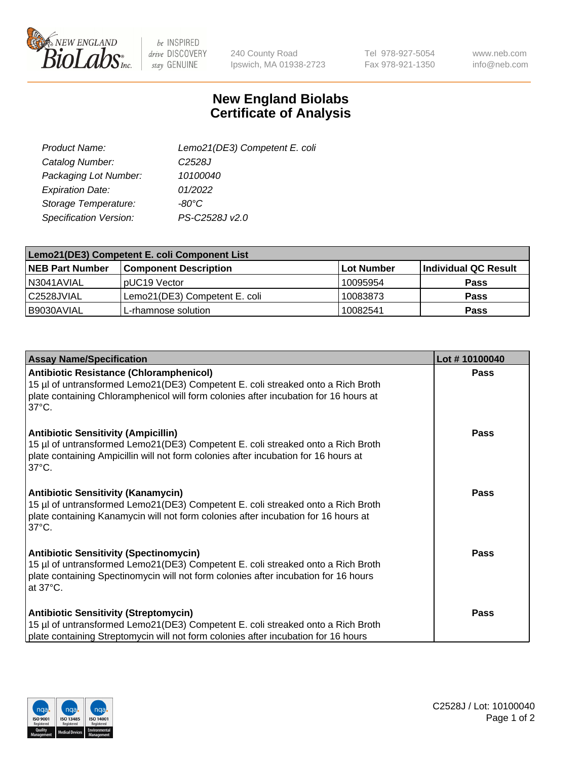New England BioLabs Inc. — be INSPIRED drive DISCOVERY stay GENUINE

240 County Road
Ipswich, MA 01938-2723

Tel 978-927-5054
Fax 978-921-1350

www.neb.com
info@neb.com

# New England Biolabs
# Certificate of Analysis

| | |
|---|---|
| *Product Name:* | *Lemo21(DE3) Competent E. coli* |
| *Catalog Number:* | *C2528J* |
| *Packaging Lot Number:* | *10100040* |
| *Expiration Date:* | *01/2022* |
| *Storage Temperature:* | *-80°C* |
| *Specification Version:* | *PS-C2528J v2.0* |

| Lemo21(DE3) Competent E. coli Component List | | | |
|---|---|---|---|
| **NEB Part Number** | **Component Description** | **Lot Number** | **Individual QC Result** |
| N3041AVIAL | pUC19 Vector | 10095954 | **Pass** |
| C2528JVIAL | Lemo21(DE3) Competent E. coli | 10083873 | **Pass** |
| B9030AVIAL | L-rhamnose solution | 10082541 | **Pass** |

| Assay Name/Specification | Lot # 10100040 |
|---|---|
| **Antibiotic Resistance (Chloramphenicol)** 15 µl of untransformed Lemo21(DE3) Competent E. coli streaked onto a Rich Broth plate containing Chloramphenicol will form colonies after incubation for 16 hours at 37°C. | **Pass** |
| **Antibiotic Sensitivity (Ampicillin)** 15 µl of untransformed Lemo21(DE3) Competent E. coli streaked onto a Rich Broth plate containing Ampicillin will not form colonies after incubation for 16 hours at 37°C. | **Pass** |
| **Antibiotic Sensitivity (Kanamycin)** 15 µl of untransformed Lemo21(DE3) Competent E. coli streaked onto a Rich Broth plate containing Kanamycin will not form colonies after incubation for 16 hours at 37°C. | **Pass** |
| **Antibiotic Sensitivity (Spectinomycin)** 15 µl of untransformed Lemo21(DE3) Competent E. coli streaked onto a Rich Broth plate containing Spectinomycin will not form colonies after incubation for 16 hours at 37°C. | **Pass** |
| **Antibiotic Sensitivity (Streptomycin)** 15 µl of untransformed Lemo21(DE3) Competent E. coli streaked onto a Rich Broth plate containing Streptomycin will not form colonies after incubation for 16 hours | **Pass** |

C2528J / Lot: 10100040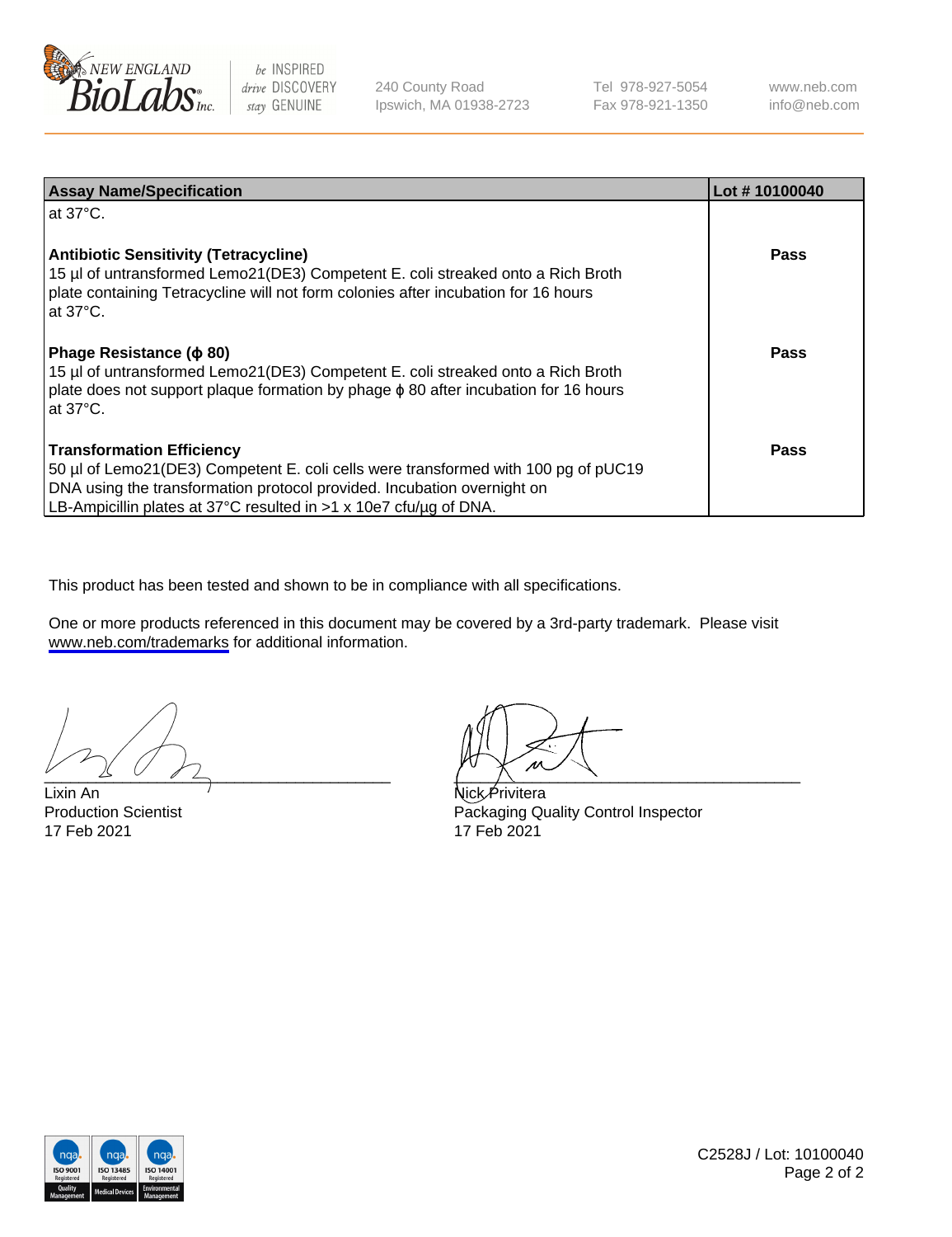| Assay Name/Specification | Lot # 10100040 |
|---|---|
| at 37°C. | |
| **Antibiotic Sensitivity (Tetracycline)**<br>15 µl of untransformed Lemo21(DE3) Competent E. coli streaked onto a Rich Broth plate containing Tetracycline will not form colonies after incubation for 16 hours at 37°C. | **Pass** |
| **Phage Resistance (ϕ 80)**<br>15 µl of untransformed Lemo21(DE3) Competent E. coli streaked onto a Rich Broth plate does not support plaque formation by phage ϕ 80 after incubation for 16 hours at 37°C. | **Pass** |
| **Transformation Efficiency**<br>50 µl of Lemo21(DE3) Competent E. coli cells were transformed with 100 pg of pUC19 DNA using the transformation protocol provided. Incubation overnight on LB-Ampicillin plates at 37°C resulted in >1 x 10e7 cfu/µg of DNA. | **Pass** |

This product has been tested and shown to be in compliance with all specifications.

One or more products referenced in this document may be covered by a 3rd-party trademark. Please visit www.neb.com/trademarks for additional information.

Lixin An
Production Scientist
17 Feb 2021

Nick Privitera
Packaging Quality Control Inspector
17 Feb 2021

C2528J / Lot: 10100040